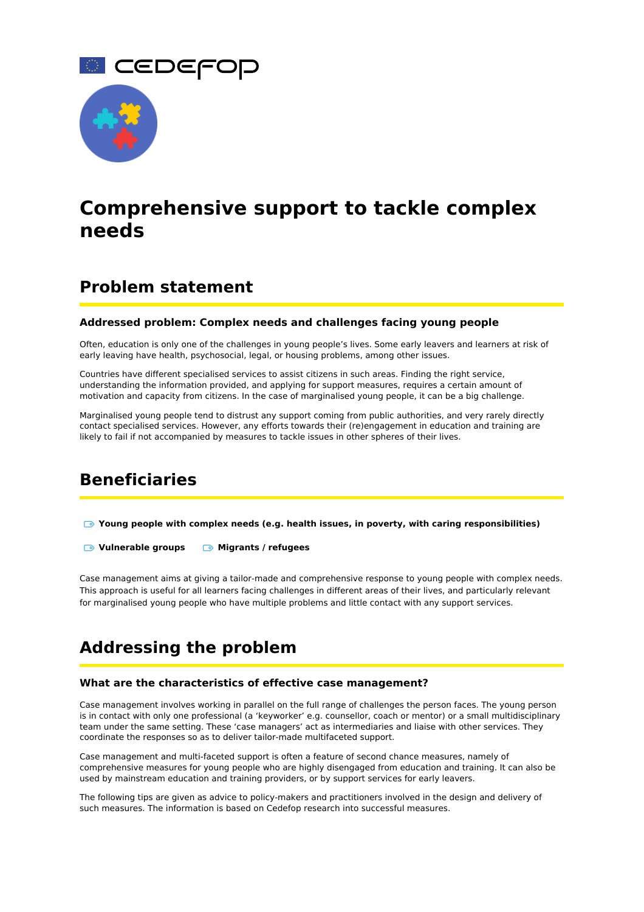# Comprehensive support to tackle complex needs

## Problem statement

### Addressed problem: Complex needs and challenges facing young people

Often, education is only one of the challenges in young people's lives. Some early leavers and learners at risk of early leaving have health, psychosocial, legal, or housing problems, among other issues.

Countries have different specialised services to assist citizens in such areas. Finding the right service, understanding the information provided, and applying for support measures, requires a certain amount of motivation and capacity from citizens. In the case of marginalised young people, it can be a big challenge.

Marginalised young people tend to distrust any support coming from public authorities, and very rarely directly contact specialised services. However, any efforts towards their (re)engagement in education and training are likely to fail if not accompanied by measures to tackle issues in other spheres of their lives.

## Beneficiaries

- **Young people with complex needs (e.g. health issues, in poverty, with caring responsibilities)**
- **Vulnerable groups**
- **Migrants / refugees**

Case management aims at giving a tailor-made and comprehensive response to young people with complex needs. This approach is useful for all learners facing challenges in different areas of their lives, and particularly relevant for marginalised young people who have multiple problems and little contact with any support services.

## Addressing the problem

### What are the characteristics of effective case management?

Case management involves working in parallel on the full range of challenges the person faces. The young person is in contact with only one professional (a 'keyworker' e.g. counsellor, coach or mentor) or a small multidisciplinary team under the same setting. These 'case managers' act as intermediaries and liaise with other services. They coordinate the responses so as to deliver tailor-made multifaceted support.

Case management and multi-faceted support is often a feature of second chance measures, namely of comprehensive measures for young people who are highly disengaged from education and training. It can also be used by mainstream education and training providers, or by support services for early leavers.

The following tips are given as advice to policy-makers and practitioners involved in the design and delivery of such measures. The information is based on Cedefop research into successful measures.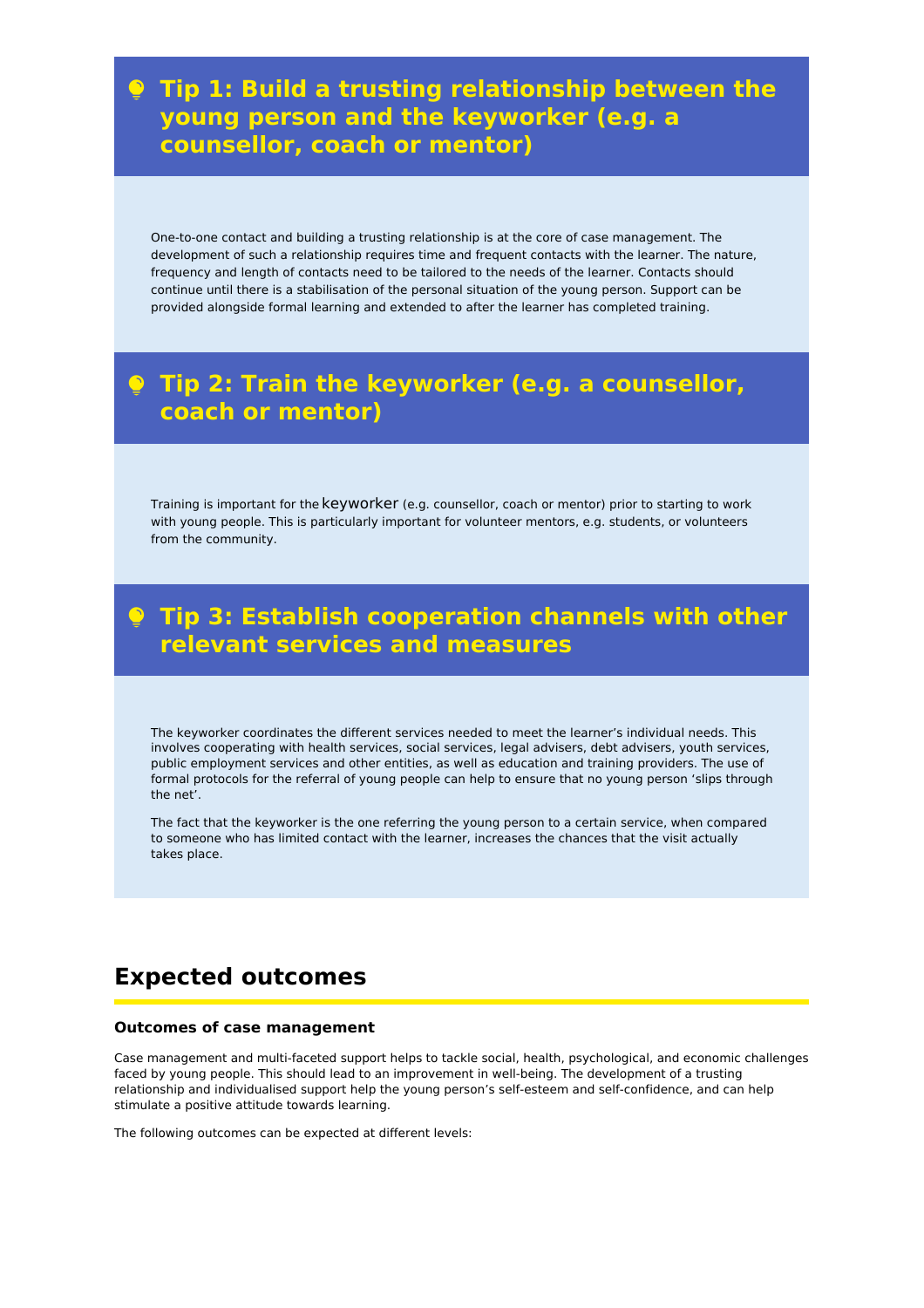### Tip 1: Build a trusting relationship between the young person and the keyworker (e.g. a counsellor, coach or mentor)

One-to-one contact and building a trusting relationship is at the core of case management. The development of such a relationship requires time and frequent contacts with the learner. The nature, frequency and length of contacts need to be tailored to the needs of the learner. Contacts should continue until there is a stabilisation of the personal situation of the young person. Support can be provided alongside formal learning and extended to after the learner has completed training.

### Tip 2: Train the keyworker (e.g. a counsellor, coach or mentor)

Training is important for the keyworker (e.g. counsellor, coach or mentor) prior to starting to work with young people. This is particularly important for volunteer mentors, e.g. students, or volunteers from the community.

### Tip 3: Establish cooperation channels with other relevant services and measures

The keyworker coordinates the different services needed to meet the learner's individual needs. This involves cooperating with health services, social services, legal advisers, debt advisers, youth services, public employment services and other entities, as well as education and training providers. The use of formal protocols for the referral of young people can help to ensure that no young person 'slips through the net'.

The fact that the keyworker is the one referring the young person to a certain service, when compared to someone who has limited contact with the learner, increases the chances that the visit actually takes place.

## Expected outcomes

#### Outcomes of case management

Case management and multi-faceted support helps to tackle social, health, psychological, and economic challenges faced by young people. This should lead to an improvement in well-being. The development of a trusting relationship and individualised support help the young person's self-esteem and self-confidence, and can help stimulate a positive attitude towards learning.

The following outcomes can be expected at different levels: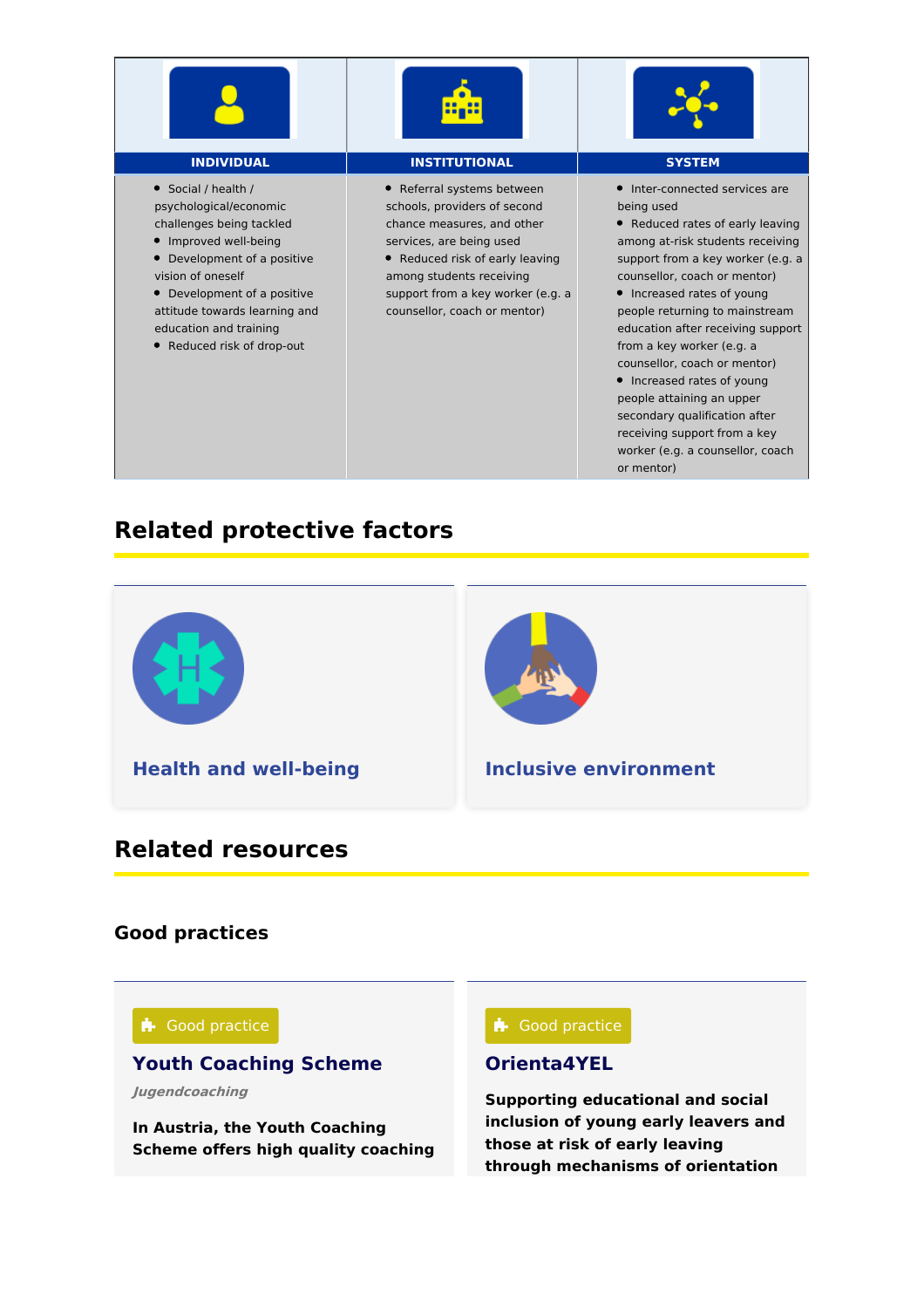| INDIVIDUAL | INSTITUTIONAL | SYSTEM |
|---|---|---|
| • Social / health / psychological/economic challenges being tackled<br>• Improved well-being<br>• Development of a positive vision of oneself<br>• Development of a positive attitude towards learning and education and training<br>• Reduced risk of drop-out | • Referral systems between schools, providers of second chance measures, and other services, are being used<br>• Reduced risk of early leaving among students receiving support from a key worker (e.g. a counsellor, coach or mentor) | • Inter-connected services are being used<br>• Reduced rates of early leaving among at-risk students receiving support from a key worker (e.g. a counsellor, coach or mentor)<br>• Increased rates of young people returning to mainstream education after receiving support from a key worker (e.g. a counsellor, coach or mentor)<br>• Increased rates of young people attaining an upper secondary qualification after receiving support from a key worker (e.g. a counsellor, coach or mentor) |

## Related protective factors

**Health and well-being**

**Inclusive environment**

## Related resources

### Good practices

Good practice

**Youth Coaching Scheme**

*Jugendcoaching*

**In Austria, the Youth Coaching Scheme offers high quality coaching**

Good practice

**Orienta4YEL**

**Supporting educational and social inclusion of young early leavers and those at risk of early leaving through mechanisms of orientation**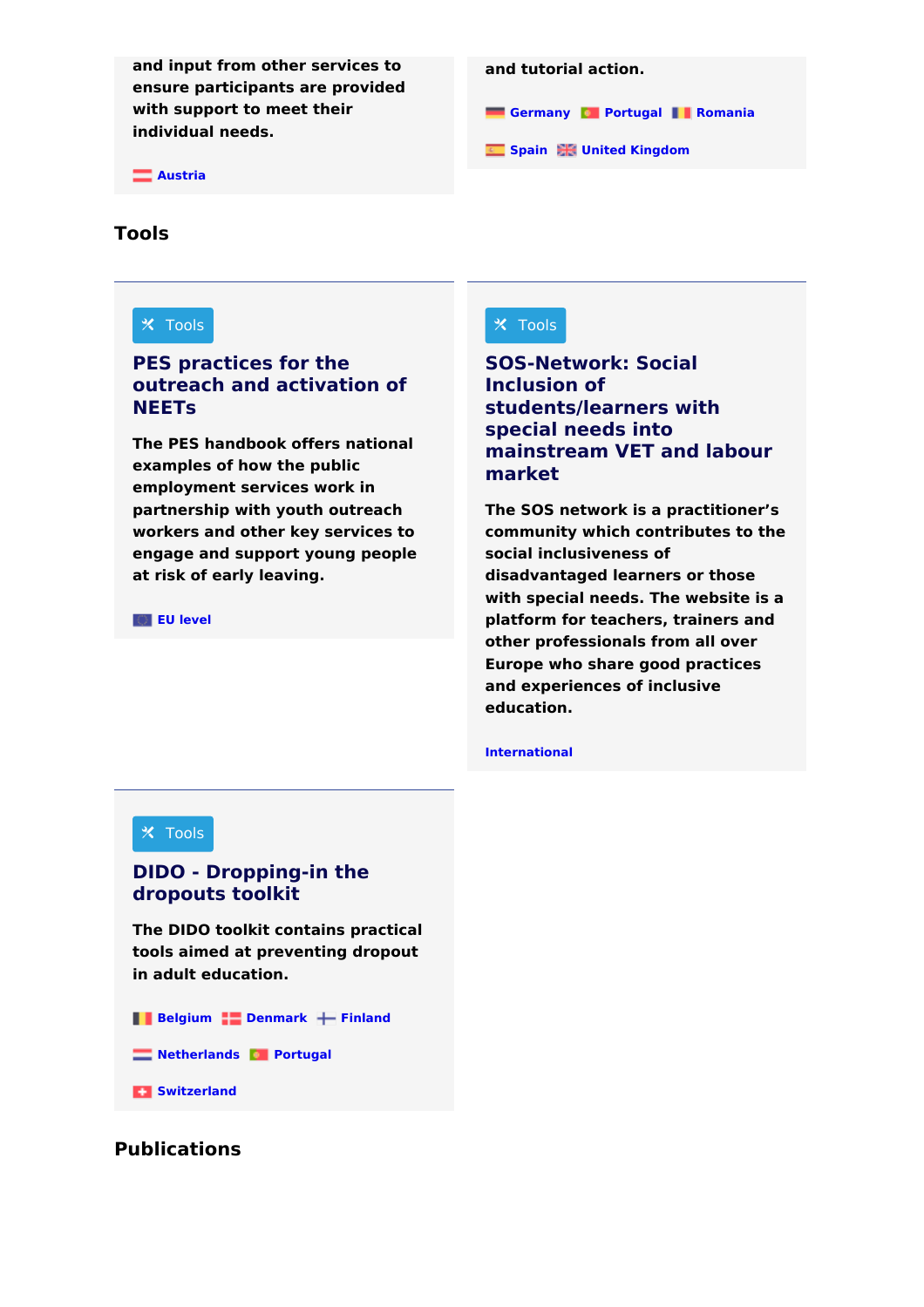and input from other services to ensure participants are provided with support to meet their individual needs.

Austria

and tutorial action.

Germany Portugal Romania

Spain United Kingdom

## Tools

Tools

### PES practices for the outreach and activation of NEETs

The PES handbook offers national examples of how the public employment services work in partnership with youth outreach workers and other key services to engage and support young people at risk of early leaving.

EU level

Tools

### SOS-Network: Social Inclusion of students/learners with special needs into mainstream VET and labour market

The SOS network is a practitioner's community which contributes to the social inclusiveness of disadvantaged learners or those with special needs. The website is a platform for teachers, trainers and other professionals from all over Europe who share good practices and experiences of inclusive education.

International

Tools

### DIDO - Dropping-in the dropouts toolkit

The DIDO toolkit contains practical tools aimed at preventing dropout in adult education.

Belgium Denmark Finland

Netherlands Portugal

Switzerland

## Publications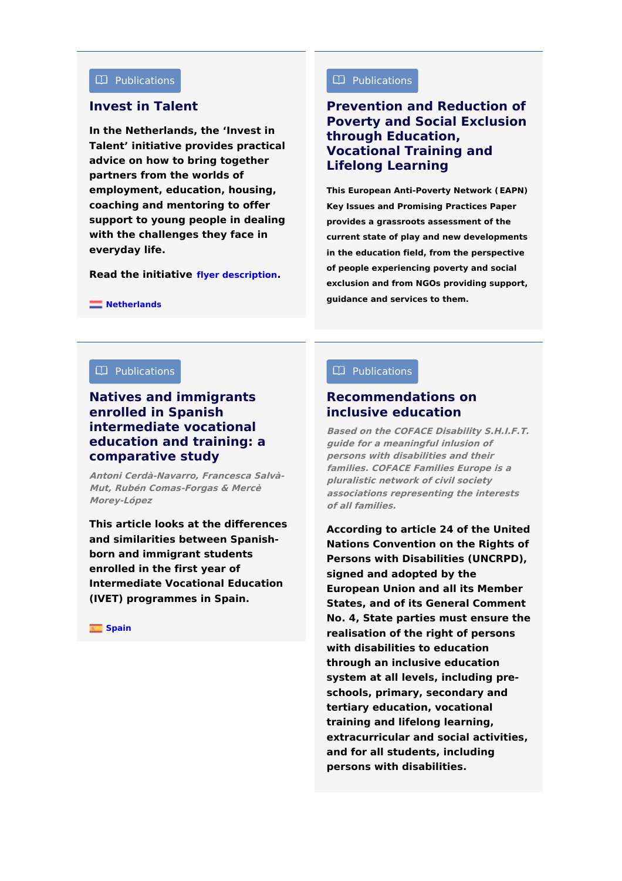Publications

## Invest in Talent

**In the Netherlands, the 'Invest in Talent' initiative provides practical advice on how to bring together partners from the worlds of employment, education, housing, coaching and mentoring to offer support to young people in dealing with the challenges they face in everyday life.**

**Read the initiative flyer description.**

Netherlands

Publications

## Prevention and Reduction of Poverty and Social Exclusion through Education, Vocational Training and Lifelong Learning

**This European Anti-Poverty Network ( EAPN) Key Issues and Promising Practices Paper provides a grassroots assessment of the current state of play and new developments in the education field, from the perspective of people experiencing poverty and social exclusion and from NGOs providing support, guidance and services to them.**

Publications

## Natives and immigrants enrolled in Spanish intermediate vocational education and training: a comparative study

***Antoni Cerdà-Navarro, Francesca Salvà-Mut, Rubén Comas-Forgas & Mercè Morey-López***

**This article looks at the differences and similarities between Spanish-born and immigrant students enrolled in the first year of Intermediate Vocational Education (IVET) programmes in Spain.**

Spain

Publications

## Recommendations on inclusive education

***Based on the COFACE Disability S.H.I.F.T. guide for a meaningful inlusion of persons with disabilities and their families. COFACE Families Europe is a pluralistic network of civil society associations representing the interests of all families.***

**According to article 24 of the United Nations Convention on the Rights of Persons with Disabilities (UNCRPD), signed and adopted by the European Union and all its Member States, and of its General Comment No. 4, State parties must ensure the realisation of the right of persons with disabilities to education through an inclusive education system at all levels, including pre-schools, primary, secondary and tertiary education, vocational training and lifelong learning, extracurricular and social activities, and for all students, including persons with disabilities.**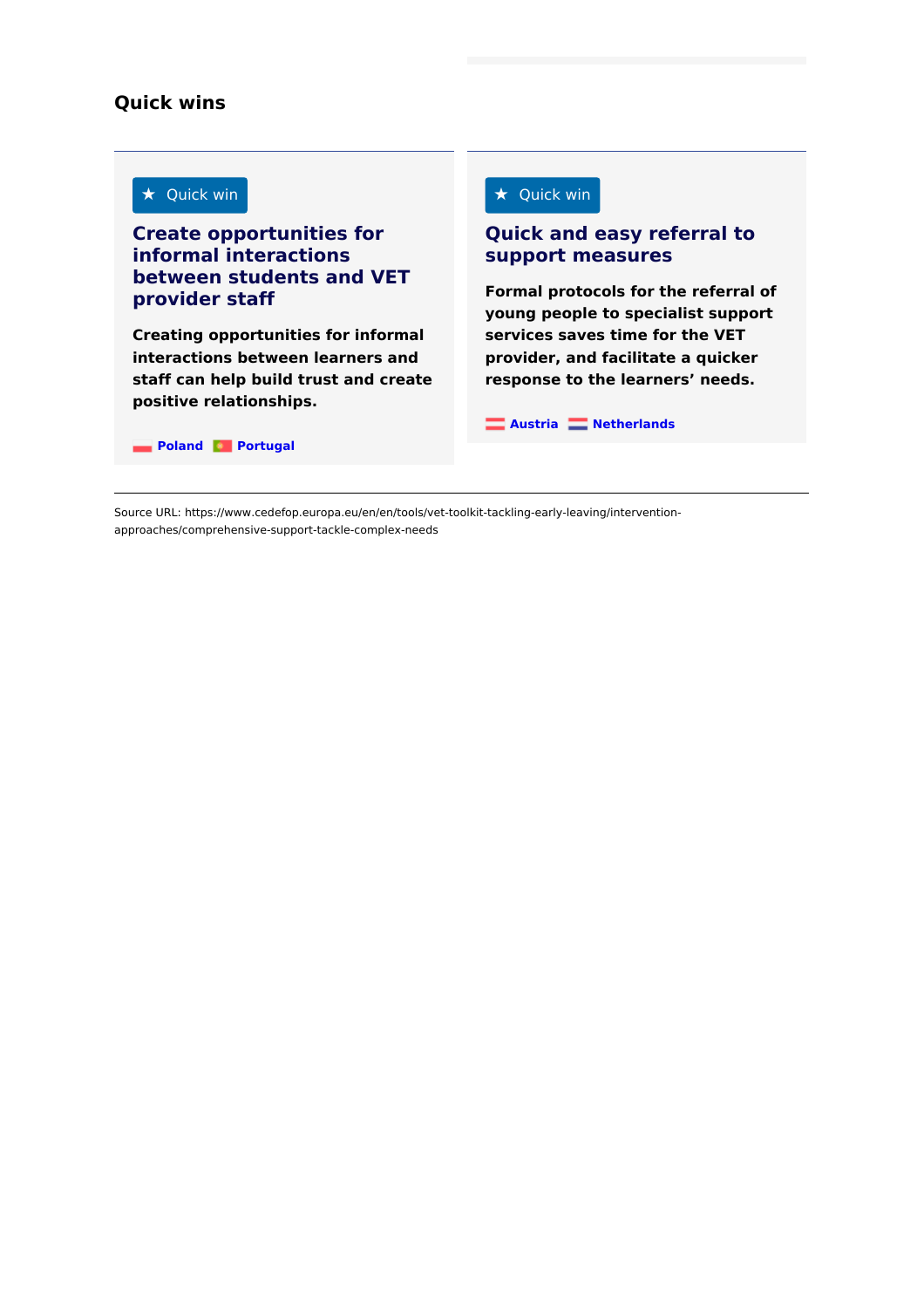## Quick wins

★ Quick win

### Create opportunities for informal interactions between students and VET provider staff

**Creating opportunities for informal interactions between learners and staff can help build trust and create positive relationships.**

Poland Portugal

★ Quick win

### Quick and easy referral to support measures

**Formal protocols for the referral of young people to specialist support services saves time for the VET provider, and facilitate a quicker response to the learners' needs.**

Austria Netherlands

---

Source URL: https://www.cedefop.europa.eu/en/en/tools/vet-toolkit-tackling-early-leaving/intervention-approaches/comprehensive-support-tackle-complex-needs